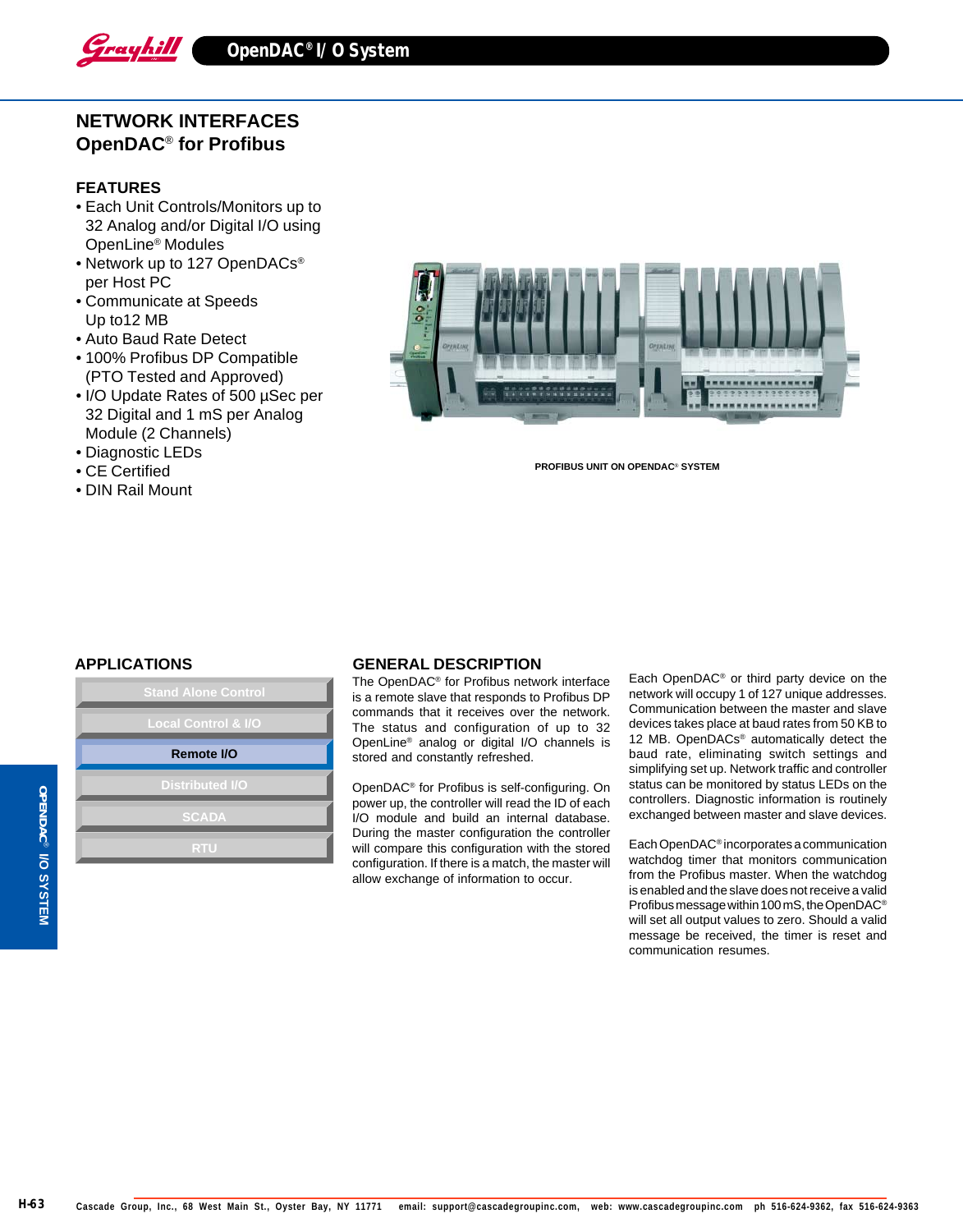# NETWORK INTERFACES
## OpenDAC® for Profibus

### FEATURES

- Each Unit Controls/Monitors up to 32 Analog and/or Digital I/O using OpenLine® Modules
- Network up to 127 OpenDACs® per Host PC
- Communicate at Speeds Up to12 MB
- Auto Baud Rate Detect
- 100% Profibus DP Compatible (PTO Tested and Approved)
- I/O Update Rates of 500 µSec per 32 Digital and 1 mS per Analog Module (2 Channels)
- Diagnostic LEDs
- CE Certified
- DIN Rail Mount

PROFIBUS UNIT ON OPENDAC® SYSTEM

### APPLICATIONS

- Stand Alone Control
- Local Control & I/O
- **Remote I/O**
- Distributed I/O
- SCADA
- RTU

### GENERAL DESCRIPTION

The OpenDAC® for Profibus network interface is a remote slave that responds to Profibus DP commands that it receives over the network. The status and configuration of up to 32 OpenLine® analog or digital I/O channels is stored and constantly refreshed.

OpenDAC® for Profibus is self-configuring. On power up, the controller will read the ID of each I/O module and build an internal database. During the master configuration the controller will compare this configuration with the stored configuration. If there is a match, the master will allow exchange of information to occur.

Each OpenDAC® or third party device on the network will occupy 1 of 127 unique addresses. Communication between the master and slave devices takes place at baud rates from 50 KB to 12 MB. OpenDACs® automatically detect the baud rate, eliminating switch settings and simplifying set up. Network traffic and controller status can be monitored by status LEDs on the controllers. Diagnostic information is routinely exchanged between master and slave devices.

Each OpenDAC® incorporates a communication watchdog timer that monitors communication from the Profibus master. When the watchdog is enabled and the slave does not receive a valid Profibus message within 100 mS, the OpenDAC® will set all output values to zero. Should a valid message be received, the timer is reset and communication resumes.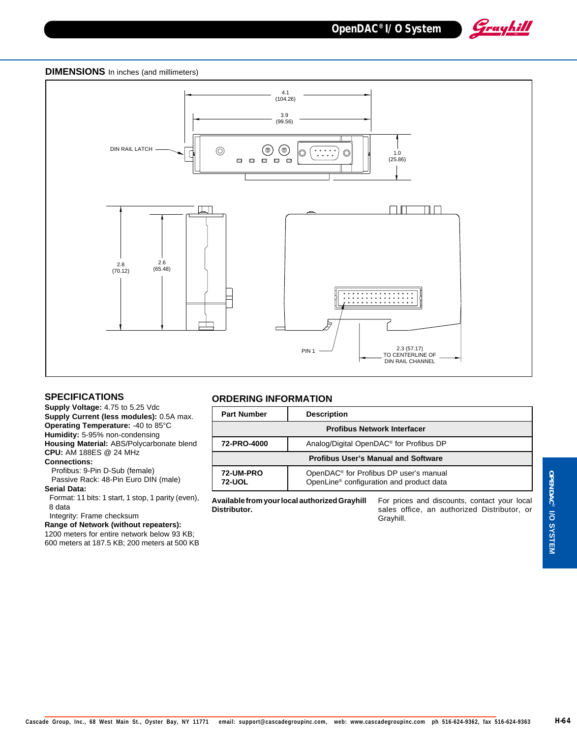## DIMENSIONS In inches (and millimeters)

4.1
(104.26)

3.9
(99.56)

DIN RAIL LATCH

1.0
(25.86)

2.8
(70.12)

2.6
(65.48)

PIN 1

2.3 (57.17)
TO CENTERLINE OF
DIN RAIL CHANNEL

## SPECIFICATIONS

**Supply Voltage:** 4.75 to 5.25 Vdc
**Supply Current (less modules):** 0.5A max.
**Operating Temperature:** -40 to 85°C
**Humidity:** 5-95% non-condensing
**Housing Material:** ABS/Polycarbonate blend
**CPU:** AM 188ES @ 24 MHz
**Connections:**
Profibus: 9-Pin D-Sub (female)
Passive Rack: 48-Pin Euro DIN (male)
**Serial Data:**
Format: 11 bits: 1 start, 1 stop, 1 parity (even), 8 data
Integrity: Frame checksum
**Range of Network (without repeaters):**
1200 meters for entire network below 93 KB; 600 meters at 187.5 KB; 200 meters at 500 KB

## ORDERING INFORMATION

| Part Number | Description |
|---|---|
| **Profibus Network Interfacer** | |
| **72-PRO-4000** | Analog/Digital OpenDAC® for Profibus DP |
| **Profibus User's Manual and Software** | |
| **72-UM-PRO**<br>**72-UOL** | OpenDAC® for Profibus DP user's manual<br>OpenLine® configuration and product data |

**Available from your local authorized Grayhill Distributor.**

For prices and discounts, contact your local sales office, an authorized Distributor, or Grayhill.